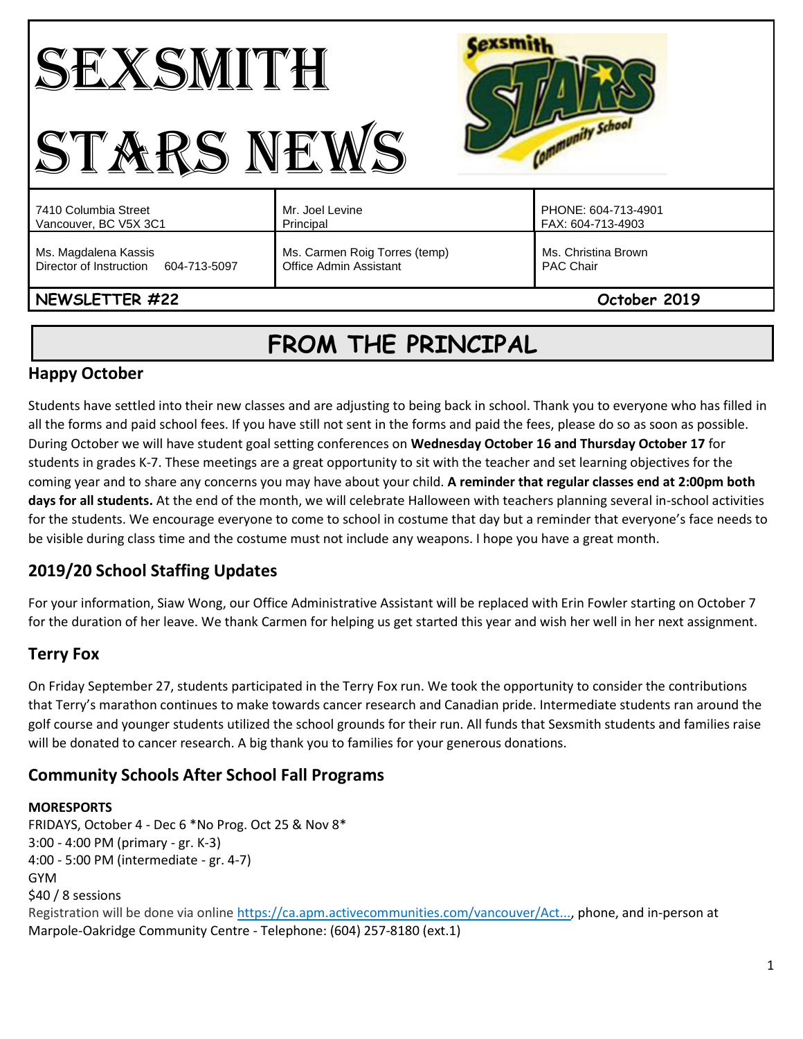# SEXSMITH STARS NEWS

| 7410 Columbia Street<br>Vancouver, BC V5X 3C1 | Mr. Joel Levine<br>Principal | PHONE: 604-713-4901<br>FAX: 604-713-4903 |
|---|---|---|
| Ms. Magdalena Kassis<br>Director of Instruction 604-713-5097 | Ms. Carmen Roig Torres (temp)<br>Office Admin Assistant | Ms. Christina Brown<br>PAC Chair |

**NEWSLETTER #22** **October 2019**

# FROM THE PRINCIPAL

## Happy October

Students have settled into their new classes and are adjusting to being back in school. Thank you to everyone who has filled in all the forms and paid school fees. If you have still not sent in the forms and paid the fees, please do so as soon as possible. During October we will have student goal setting conferences on **Wednesday October 16 and Thursday October 17** for students in grades K-7. These meetings are a great opportunity to sit with the teacher and set learning objectives for the coming year and to share any concerns you may have about your child. **A reminder that regular classes end at 2:00pm both days for all students.** At the end of the month, we will celebrate Halloween with teachers planning several in-school activities for the students. We encourage everyone to come to school in costume that day but a reminder that everyone's face needs to be visible during class time and the costume must not include any weapons. I hope you have a great month.

## 2019/20 School Staffing Updates

For your information, Siaw Wong, our Office Administrative Assistant will be replaced with Erin Fowler starting on October 7 for the duration of her leave. We thank Carmen for helping us get started this year and wish her well in her next assignment.

## Terry Fox

On Friday September 27, students participated in the Terry Fox run. We took the opportunity to consider the contributions that Terry's marathon continues to make towards cancer research and Canadian pride. Intermediate students ran around the golf course and younger students utilized the school grounds for their run. All funds that Sexsmith students and families raise will be donated to cancer research. A big thank you to families for your generous donations.

## Community Schools After School Fall Programs

**MORESPORTS**
FRIDAYS, October 4 - Dec 6 *No Prog. Oct 25 & Nov 8*
3:00 - 4:00 PM (primary - gr. K-3)
4:00 - 5:00 PM (intermediate - gr. 4-7)
GYM
$40 / 8 sessions
Registration will be done via online https://ca.apm.activecommunities.com/vancouver/Act..., phone, and in-person at Marpole-Oakridge Community Centre - Telephone: (604) 257-8180 (ext.1)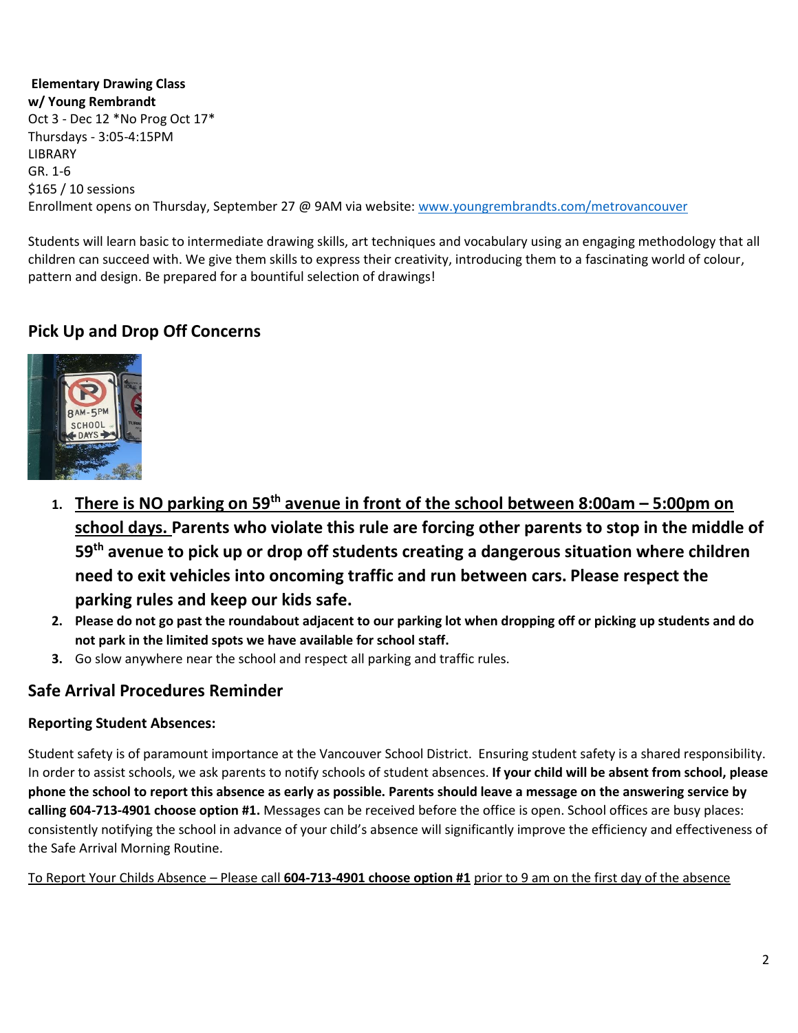**Elementary Drawing Class**
**w/ Young Rembrandt**
Oct 3 - Dec 12 *No Prog Oct 17*
Thursdays - 3:05-4:15PM
LIBRARY
GR. 1-6
$165 / 10 sessions
Enrollment opens on Thursday, September 27 @ 9AM via website: [www.youngrembrandts.com/metrovancouver](http://www.youngrembrandts.com/metrovancouver)

Students will learn basic to intermediate drawing skills, art techniques and vocabulary using an engaging methodology that all children can succeed with. We give them skills to express their creativity, introducing them to a fascinating world of colour, pattern and design. Be prepared for a bountiful selection of drawings!

## Pick Up and Drop Off Concerns

1. **There is NO parking on 59th avenue in front of the school between 8:00am – 5:00pm on school days. Parents who violate this rule are forcing other parents to stop in the middle of 59th avenue to pick up or drop off students creating a dangerous situation where children need to exit vehicles into oncoming traffic and run between cars. Please respect the parking rules and keep our kids safe.**
2. **Please do not go past the roundabout adjacent to our parking lot when dropping off or picking up students and do not park in the limited spots we have available for school staff.**
3. Go slow anywhere near the school and respect all parking and traffic rules.

## Safe Arrival Procedures Reminder

### Reporting Student Absences:

Student safety is of paramount importance at the Vancouver School District. Ensuring student safety is a shared responsibility. In order to assist schools, we ask parents to notify schools of student absences. **If your child will be absent from school, please phone the school to report this absence as early as possible. Parents should leave a message on the answering service by calling 604-713-4901 choose option #1.** Messages can be received before the office is open. School offices are busy places: consistently notifying the school in advance of your child's absence will significantly improve the efficiency and effectiveness of the Safe Arrival Morning Routine.

To Report Your Childs Absence – Please call **604-713-4901 choose option #1** prior to 9 am on the first day of the absence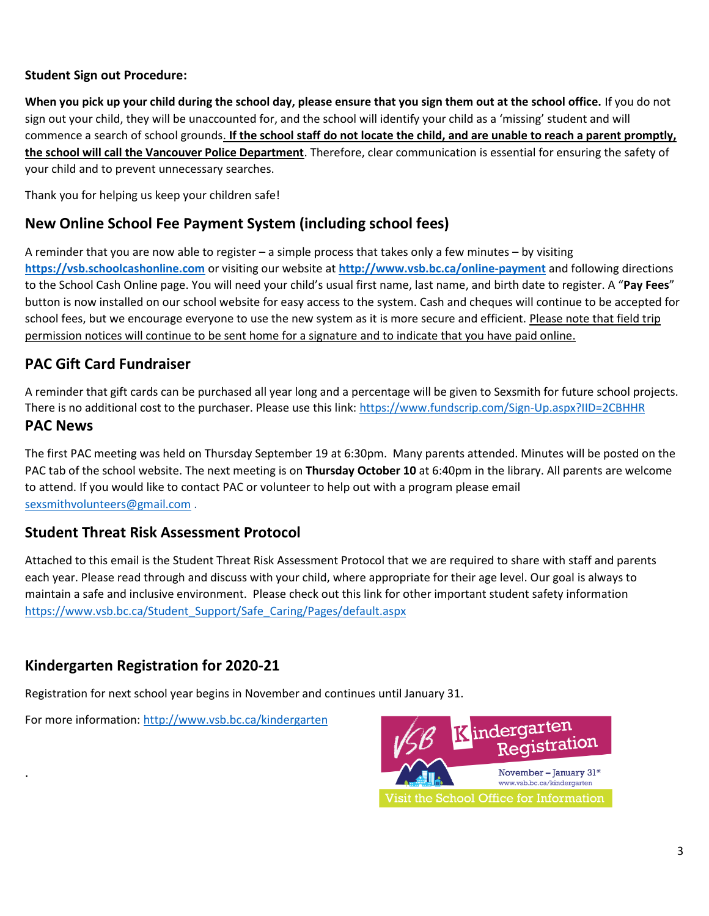**Student Sign out Procedure:**

**When you pick up your child during the school day, please ensure that you sign them out at the school office.** If you do not sign out your child, they will be unaccounted for, and the school will identify your child as a 'missing' student and will commence a search of school grounds. **If the school staff do not locate the child, and are unable to reach a parent promptly, the school will call the Vancouver Police Department**. Therefore, clear communication is essential for ensuring the safety of your child and to prevent unnecessary searches.

Thank you for helping us keep your children safe!

## New Online School Fee Payment System (including school fees)

A reminder that you are now able to register – a simple process that takes only a few minutes – by visiting **https://vsb.schoolcashonline.com** or visiting our website at **http://www.vsb.bc.ca/online-payment** and following directions to the School Cash Online page. You will need your child's usual first name, last name, and birth date to register. A "**Pay Fees**" button is now installed on our school website for easy access to the system. Cash and cheques will continue to be accepted for school fees, but we encourage everyone to use the new system as it is more secure and efficient. Please note that field trip permission notices will continue to be sent home for a signature and to indicate that you have paid online.

## PAC Gift Card Fundraiser

A reminder that gift cards can be purchased all year long and a percentage will be given to Sexsmith for future school projects. There is no additional cost to the purchaser. Please use this link: https://www.fundscrip.com/Sign-Up.aspx?IID=2CBHHR

## PAC News

The first PAC meeting was held on Thursday September 19 at 6:30pm. Many parents attended. Minutes will be posted on the PAC tab of the school website. The next meeting is on **Thursday October 10** at 6:40pm in the library. All parents are welcome to attend. If you would like to contact PAC or volunteer to help out with a program please email sexsmithvolunteers@gmail.com .

## Student Threat Risk Assessment Protocol

Attached to this email is the Student Threat Risk Assessment Protocol that we are required to share with staff and parents each year. Please read through and discuss with your child, where appropriate for their age level. Our goal is always to maintain a safe and inclusive environment. Please check out this link for other important student safety information https://www.vsb.bc.ca/Student_Support/Safe_Caring/Pages/default.aspx

## Kindergarten Registration for 2020-21

Registration for next school year begins in November and continues until January 31.

For more information: http://www.vsb.bc.ca/kindergarten

VSB Kindergarten Registration

November – January 31st

www.vsb.bc.ca/kindergarten

Visit the School Office for Information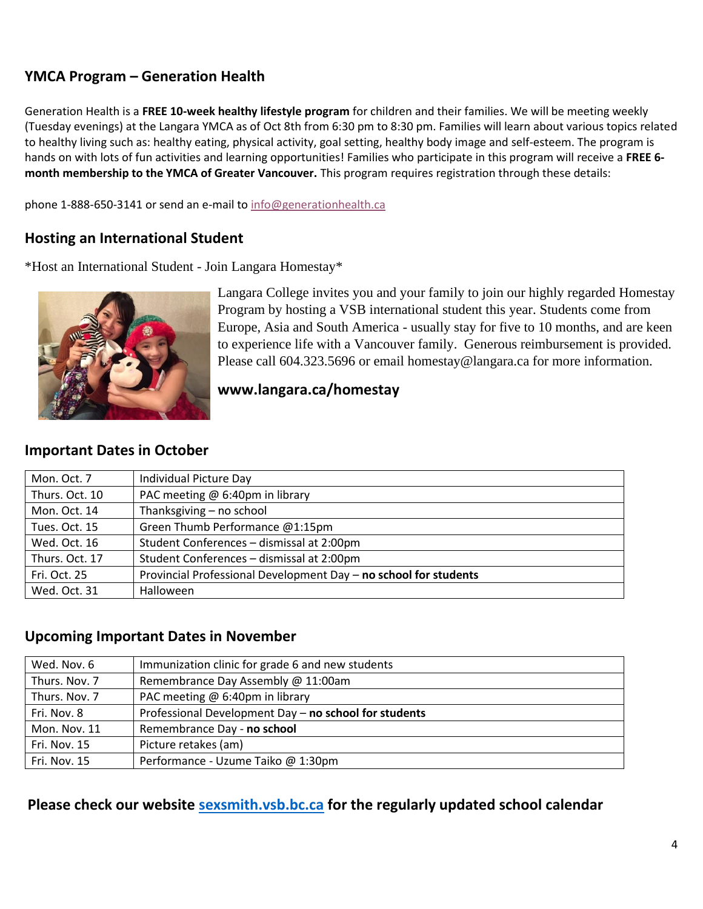## YMCA Program – Generation Health

Generation Health is a **FREE 10-week healthy lifestyle program** for children and their families. We will be meeting weekly (Tuesday evenings) at the Langara YMCA as of Oct 8th from 6:30 pm to 8:30 pm. Families will learn about various topics related to healthy living such as: healthy eating, physical activity, goal setting, healthy body image and self-esteem. The program is hands on with lots of fun activities and learning opportunities! Families who participate in this program will receive a **FREE 6-month membership to the YMCA of Greater Vancouver.** This program requires registration through these details:

phone 1-888-650-3141 or send an e-mail to info@generationhealth.ca

## Hosting an International Student

*Host an International Student - Join Langara Homestay*

Langara College invites you and your family to join our highly regarded Homestay Program by hosting a VSB international student this year. Students come from Europe, Asia and South America - usually stay for five to 10 months, and are keen to experience life with a Vancouver family. Generous reimbursement is provided. Please call 604.323.5696 or email homestay@langara.ca for more information.

**www.langara.ca/homestay**

## Important Dates in October

| | |
|---|---|
| Mon. Oct. 7 | Individual Picture Day |
| Thurs. Oct. 10 | PAC meeting @ 6:40pm in library |
| Mon. Oct. 14 | Thanksgiving – no school |
| Tues. Oct. 15 | Green Thumb Performance @1:15pm |
| Wed. Oct. 16 | Student Conferences – dismissal at 2:00pm |
| Thurs. Oct. 17 | Student Conferences – dismissal at 2:00pm |
| Fri. Oct. 25 | Provincial Professional Development Day – **no school for students** |
| Wed. Oct. 31 | Halloween |

## Upcoming Important Dates in November

| | |
|---|---|
| Wed. Nov. 6 | Immunization clinic for grade 6 and new students |
| Thurs. Nov. 7 | Remembrance Day Assembly @ 11:00am |
| Thurs. Nov. 7 | PAC meeting @ 6:40pm in library |
| Fri. Nov. 8 | Professional Development Day – **no school for students** |
| Mon. Nov. 11 | Remembrance Day - **no school** |
| Fri. Nov. 15 | Picture retakes (am) |
| Fri. Nov. 15 | Performance - Uzume Taiko @ 1:30pm |

**Please check our website sexsmith.vsb.bc.ca for the regularly updated school calendar**